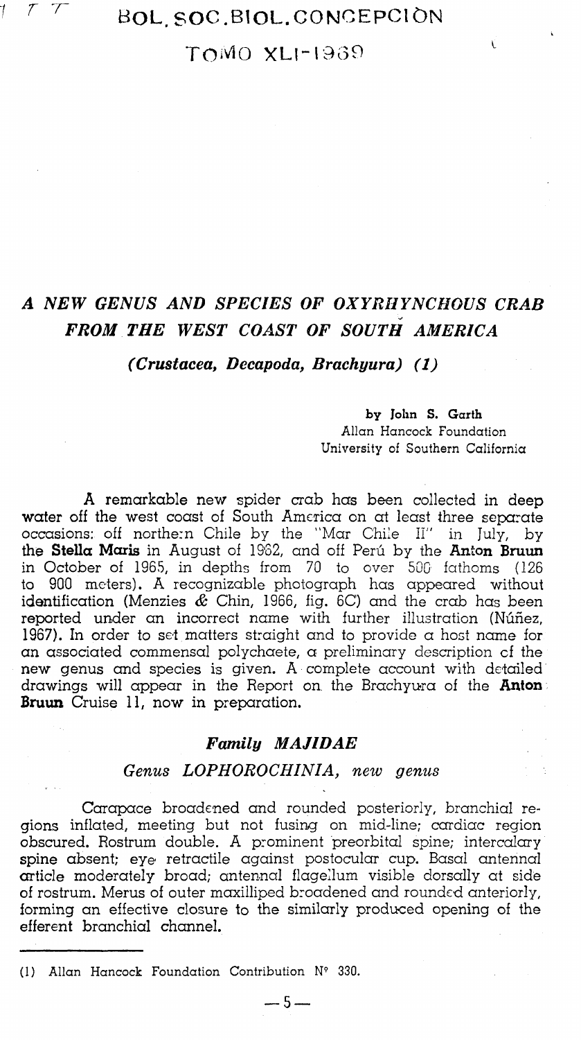# A NEW GENUS AND SPECIES OF OXYRHYNCHOUS CRAB FROM THE WEST COAST OF SOUTH AMERICA

*(Crustacea, Decapoda, Brachyura) (1)*

by **John S. Garth**
Allan Hancock Foundation
University of Southern California

A remarkable new spider crab has been collected in deep water off the west coast of South America on at least three separate occasions: off northern Chile by the "Mar Chile II" in July, by the **Stella Maris** in August of 1962, and off Perú by the **Anton Bruun** in October of 1965, in depths from 70 to over 500 fathoms (126 to 900 meters). A recognizable photograph has appeared without identification (Menzies & Chin, 1966, fig. 6C) and the crab has been reported under an incorrect name with further illustration (Núñez, 1967). In order to set matters straight and to provide a host name for an associated commensal polychaete, a preliminary description of the new genus and species is given. A complete account with detailed drawings will appear in the Report on the Brachyura of the **Anton Bruun** Cruise 11, now in preparation.

## *Family MAJIDAE*

### *Genus LOPHOROCHINIA, new genus*

Carapace broadened and rounded posteriorly, branchial regions inflated, meeting but not fusing on mid-line; cardiac region obscured. Rostrum double. A prominent preorbital spine; intercalary spine absent; eye retractile against postocular cup. Basal antennal article moderately broad; antennal flagellum visible dorsally at side of rostrum. Merus of outer maxilliped broadened and rounded anteriorly, forming an effective closure to the similarly produced opening of the efferent branchial channel.

---

(1) Allan Hancock Foundation Contribution N° 330.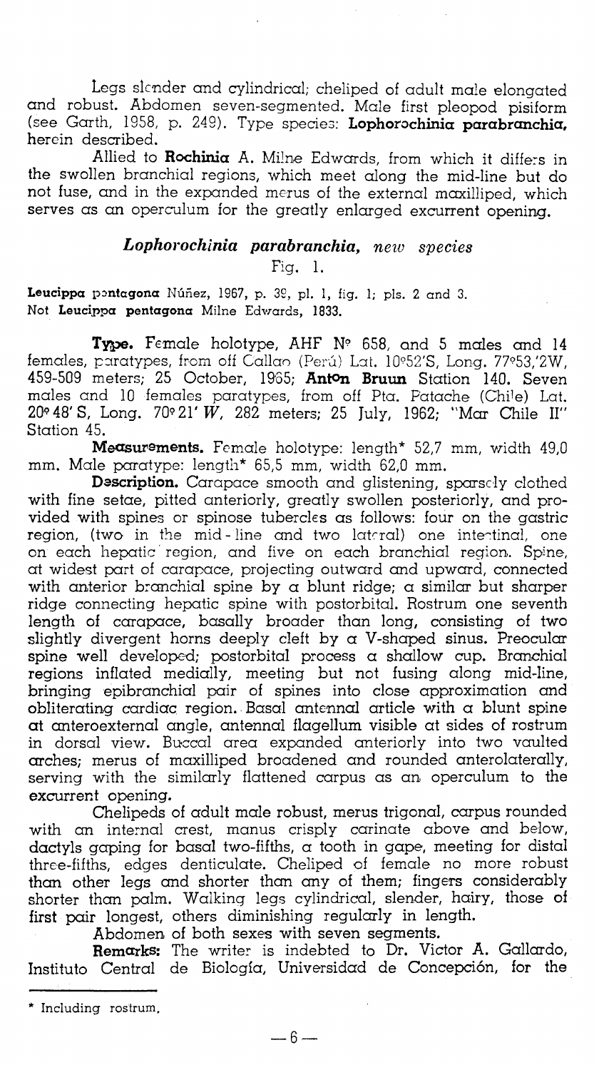Legs slender and cylindrical; cheliped of adult male elongated and robust. Abdomen seven-segmented. Male first pleopod pisiform (see Garth, 1958, p. 249). Type species: **Lophorochinia parabranchia,** herein described.

Allied to **Rochinia** A. Milne Edwards, from which it differs in the swollen branchial regions, which meet along the mid-line but do not fuse, and in the expanded merus of the external maxilliped, which serves as an operculum for the greatly enlarged excurrent opening.

## *Lophorochinia parabranchia, new species*

Fig. 1.

**Leucippa pentagona** Núñez, 1967, p. 39, pl. 1, fig. 1; pls. 2 and 3.
Not **Leucippa pentagona** Milne Edwards, 1833.

**Type.** Female holotype, AHF Nº 658, and 5 males and 14 females, paratypes, from off Callao (Perú) Lat. 10º52'S, Long. 77º53,'2W, 459-509 meters; 25 October, 1965; **Anton Bruun** Station 140. Seven males and 10 females paratypes, from off Pta. Patache (Chile) Lat. 20º 48' S, Long. 70º 21' *W*, 282 meters; 25 July, 1962; "Mar Chile II" Station 45.

**Measurements.** Female holotype: length* 52,7 mm, width 49,0 mm. Male paratype: length* 65,5 mm, width 62,0 mm.

**Description.** Carapace smooth and glistening, sparsely clothed with fine setae, pitted anteriorly, greatly swollen posteriorly, and provided with spines or spinose tubercles as follows: four on the gastric region, (two in the mid-line and two lateral) one intestinal, one on each hepatic region, and five on each branchial region. Spine, at widest part of carapace, projecting outward and upward, connected with anterior branchial spine by a blunt ridge; a similar but sharper ridge connecting hepatic spine with postorbital. Rostrum one seventh length of carapace, basally broader than long, consisting of two slightly divergent horns deeply cleft by a V-shaped sinus. Preocular spine well developed; postorbital process a shallow cup. Branchial regions inflated medially, meeting but not fusing along mid-line, bringing epibranchial pair of spines into close approximation and obliterating cardiac region. Basal antennal article with a blunt spine at anteroexternal angle, antennal flagellum visible at sides of rostrum in dorsal view. Buccal area expanded anteriorly into two vaulted arches; merus of maxilliped broadened and rounded anterolaterally, serving with the similarly flattened carpus as an operculum to the excurrent opening.

Chelipeds of adult male robust, merus trigonal, carpus rounded with an internal crest, manus crisply carinate above and below, dactyls gaping for basal two-fifths, a tooth in gape, meeting for distal three-fifths, edges denticulate. Cheliped of female no more robust than other legs and shorter than any of them; fingers considerably shorter than palm. Walking legs cylindrical, slender, hairy, those of first pair longest, others diminishing regularly in length.

Abdomen of both sexes with seven segments.

**Remarks:** The writer is indebted to Dr. Victor A. Gallardo, Instituto Central de Biología, Universidad de Concepción, for the

---

* Including rostrum.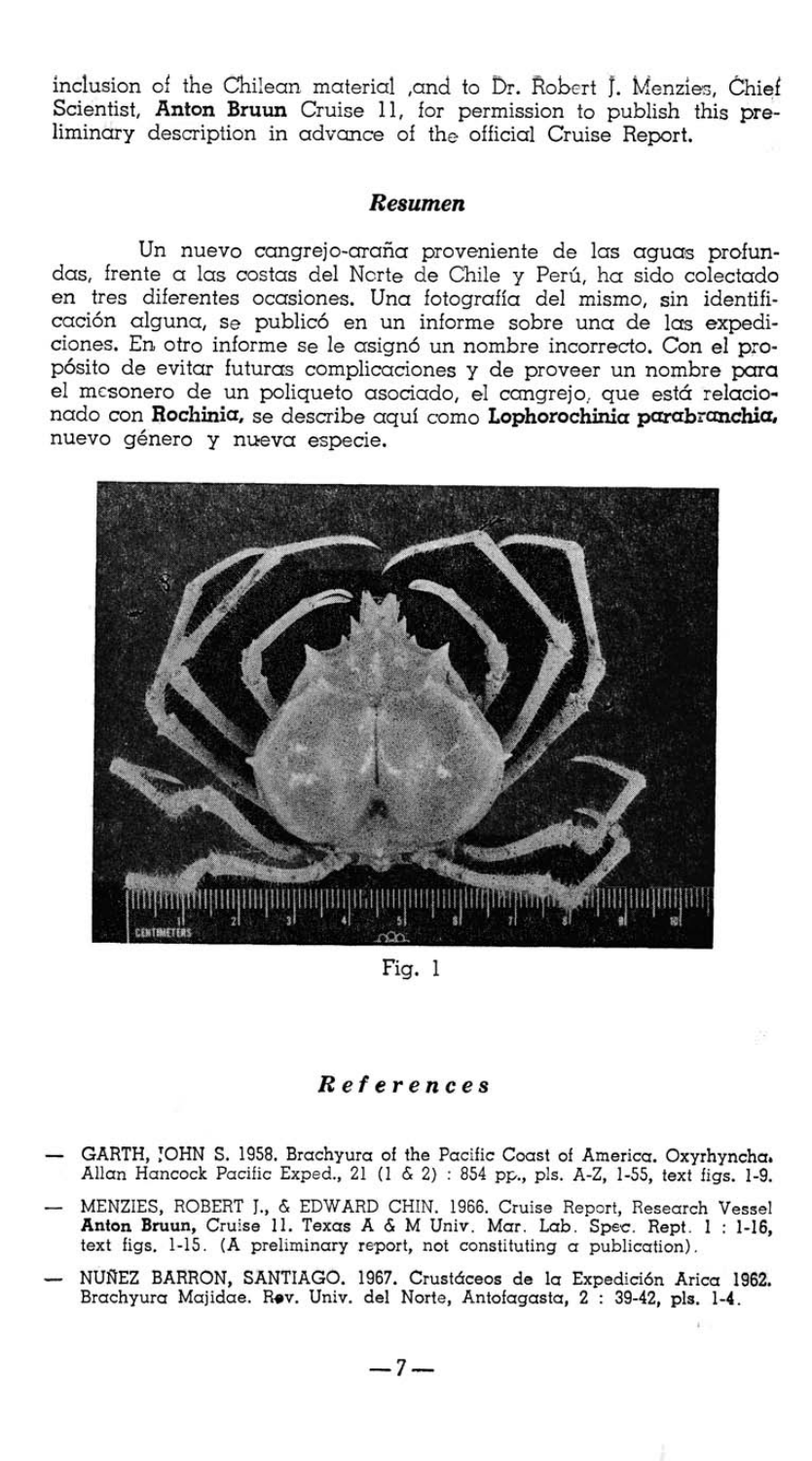inclusion of the Chilean material ,and to Dr. Robert J. Menzies, Chief Scientist, **Anton Bruun** Cruise 11, for permission to publish this preliminary description in advance of the official Cruise Report.

## *Resumen*

Un nuevo cangrejo-araña proveniente de las aguas profundas, frente a las costas del Norte de Chile y Perú, ha sido colectado en tres diferentes ocasiones. Una fotografía del mismo, sin identificación alguna, se publicó en un informe sobre una de las expediciones. En otro informe se le asignó un nombre incorrecto. Con el propósito de evitar futuras complicaciones y de proveer un nombre para el mesonero de un poliqueto asociado, el cangrejo, que está relacionado con **Rochinia**, se describe aquí como **Lophorochinia parabranchia**, nuevo género y nueva especie.

Fig. 1

## *References*

- GARTH, JOHN S. 1958. Brachyura of the Pacific Coast of America. Oxyrhyncha. Allan Hancock Pacific Exped., 21 (1 & 2) : 854 pp., pls. A-Z, 1-55, text figs. 1-9.
- MENZIES, ROBERT J., & EDWARD CHIN. 1966. Cruise Report, Research Vessel **Anton Bruun**, Cruise 11. Texas A & M Univ. Mar. Lab. Spec. Rept. 1 : 1-16, text figs. 1-15. (A preliminary report, not constituting a publication).
- NUÑEZ BARRON, SANTIAGO. 1967. Crustáceos de la Expedición Arica 1962. Brachyura Majidae. Rev. Univ. del Norte, Antofagasta, 2 : 39-42, pls. 1-4.